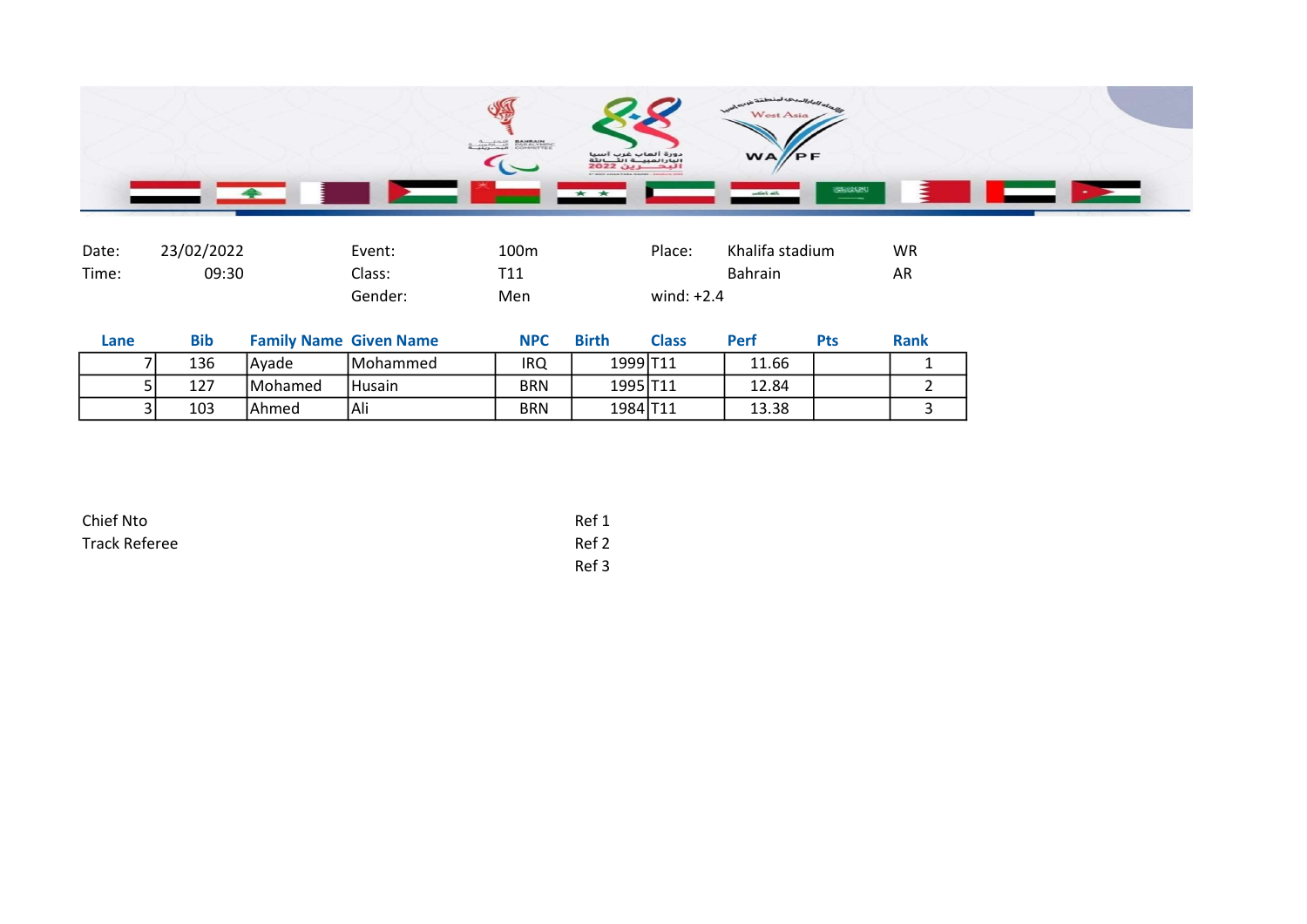| Date: | 23/02/2022 | Event: | 100m | Place: | Khalifa stadium | WR |
|---|---|---|---|---|---|---|
| Time: | 09:30 | Class: | T11 | | Bahrain | AR |
| | | Gender: | Men | wind: +2.4 | | |

| Lane | Bib | Family Name | Given Name | NPC | Birth | Class | Perf | Pts | Rank |
|---|---|---|---|---|---|---|---|---|---|
| 7 | 136 | Ayade | Mohammed | IRQ | 1999 | T11 | 11.66 | | 1 |
| 5 | 127 | Mohamed | Husain | BRN | 1995 | T11 | 12.84 | | 2 |
| 3 | 103 | Ahmed | Ali | BRN | 1984 | T11 | 13.38 | | 3 |

Chief Nto

Track Referee

Ref 1

Ref 2

Ref 3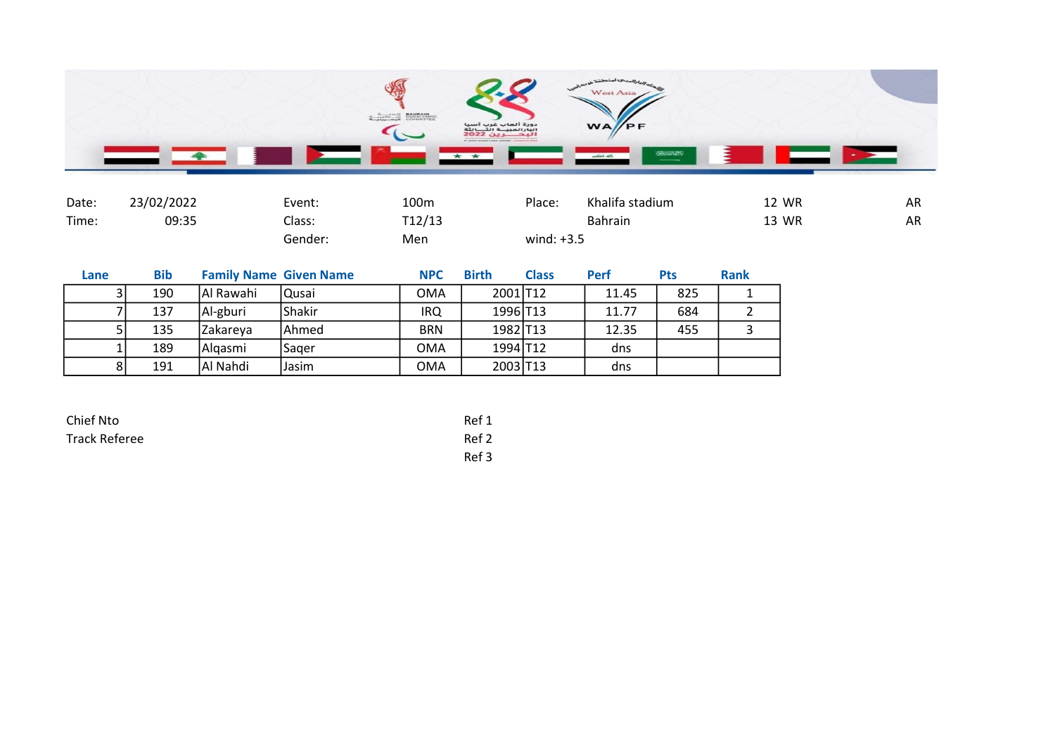| | | | | | | | |
|---|---|---|---|---|---|---|---|
| Date: | 23/02/2022 | Event: | 100m | Place: | Khalifa stadium | 12 WR | AR |
| Time: | 09:35 | Class: | T12/13 | | Bahrain | 13 WR | AR |
| | | Gender: | Men | wind: +3.5 | | | |

| Lane | Bib | Family Name | Given Name | NPC | Birth | Class | Perf | Pts | Rank |
|---|---|---|---|---|---|---|---|---|---|
| 3 | 190 | Al Rawahi | Qusai | OMA | 2001 | T12 | 11.45 | 825 | 1 |
| 7 | 137 | Al-gburi | Shakir | IRQ | 1996 | T13 | 11.77 | 684 | 2 |
| 5 | 135 | Zakareya | Ahmed | BRN | 1982 | T13 | 12.35 | 455 | 3 |
| 1 | 189 | Alqasmi | Saqer | OMA | 1994 | T12 | dns | | |
| 8 | 191 | Al Nahdi | Jasim | OMA | 2003 | T13 | dns | | |

Chief Nto

Track Referee

Ref 1

Ref 2

Ref 3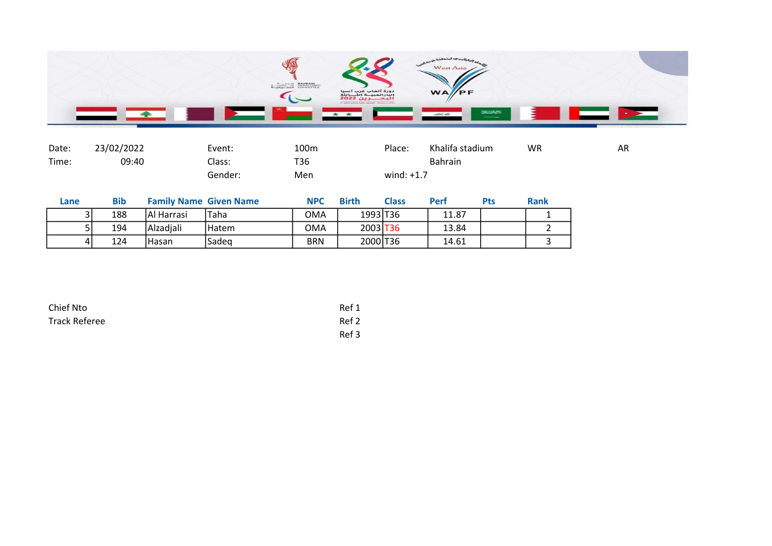| Date: | 23/02/2022 | Event: | 100m | Place: | Khalifa stadium | WR | AR |
|---|---|---|---|---|---|---|---|
| Time: | 09:40 | Class: | T36 | | Bahrain | | |
| | | Gender: | Men | wind: +1.7 | | | |

| Lane | Bib | Family Name | Given Name | NPC | Birth | Class | Perf | Pts | Rank |
|---|---|---|---|---|---|---|---|---|---|
| 3 | 188 | Al Harrasi | Taha | OMA | 1993 | T36 | 11.87 | | 1 |
| 5 | 194 | Alzadjali | Hatem | OMA | 2003 | T36 | 13.84 | | 2 |
| 4 | 124 | Hasan | Sadeq | BRN | 2000 | T36 | 14.61 | | 3 |

Chief Nto

Track Referee

Ref 1

Ref 2

Ref 3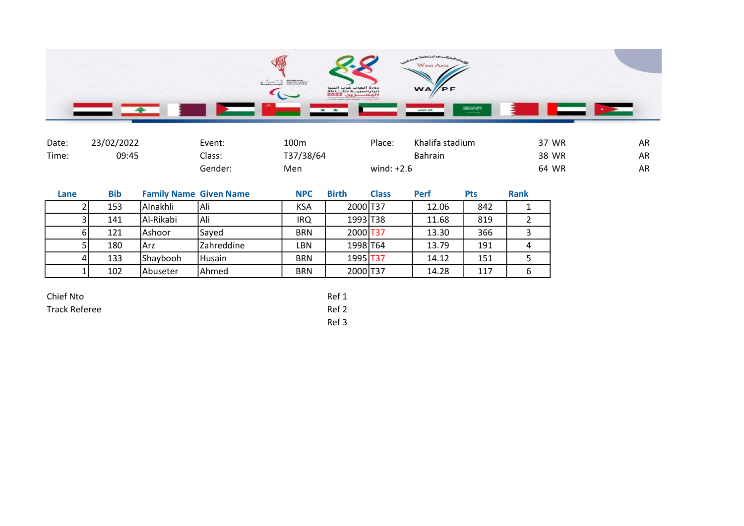| Date: | 23/02/2022 | Event: | 100m | Place: | Khalifa stadium | 37 WR | AR |
|---|---|---|---|---|---|---|---|
| Time: | 09:45 | Class: | T37/38/64 | | Bahrain | 38 WR | AR |
| | | Gender: | Men | wind: +2.6 | | 64 WR | AR |

| Lane | Bib | Family Name | Given Name | NPC | Birth | Class | Perf | Pts | Rank |
|---|---|---|---|---|---|---|---|---|---|
| 2 | 153 | Alnakhli | Ali | KSA | 2000 | T37 | 12.06 | 842 | 1 |
| 3 | 141 | Al-Rikabi | Ali | IRQ | 1993 | T38 | 11.68 | 819 | 2 |
| 6 | 121 | Ashoor | Sayed | BRN | 2000 | T37 | 13.30 | 366 | 3 |
| 5 | 180 | Arz | Zahreddine | LBN | 1998 | T64 | 13.79 | 191 | 4 |
| 4 | 133 | Shaybooh | Husain | BRN | 1995 | T37 | 14.12 | 151 | 5 |
| 1 | 102 | Abuseter | Ahmed | BRN | 2000 | T37 | 14.28 | 117 | 6 |

Chief Nto

Track Referee

Ref 1

Ref 2

Ref 3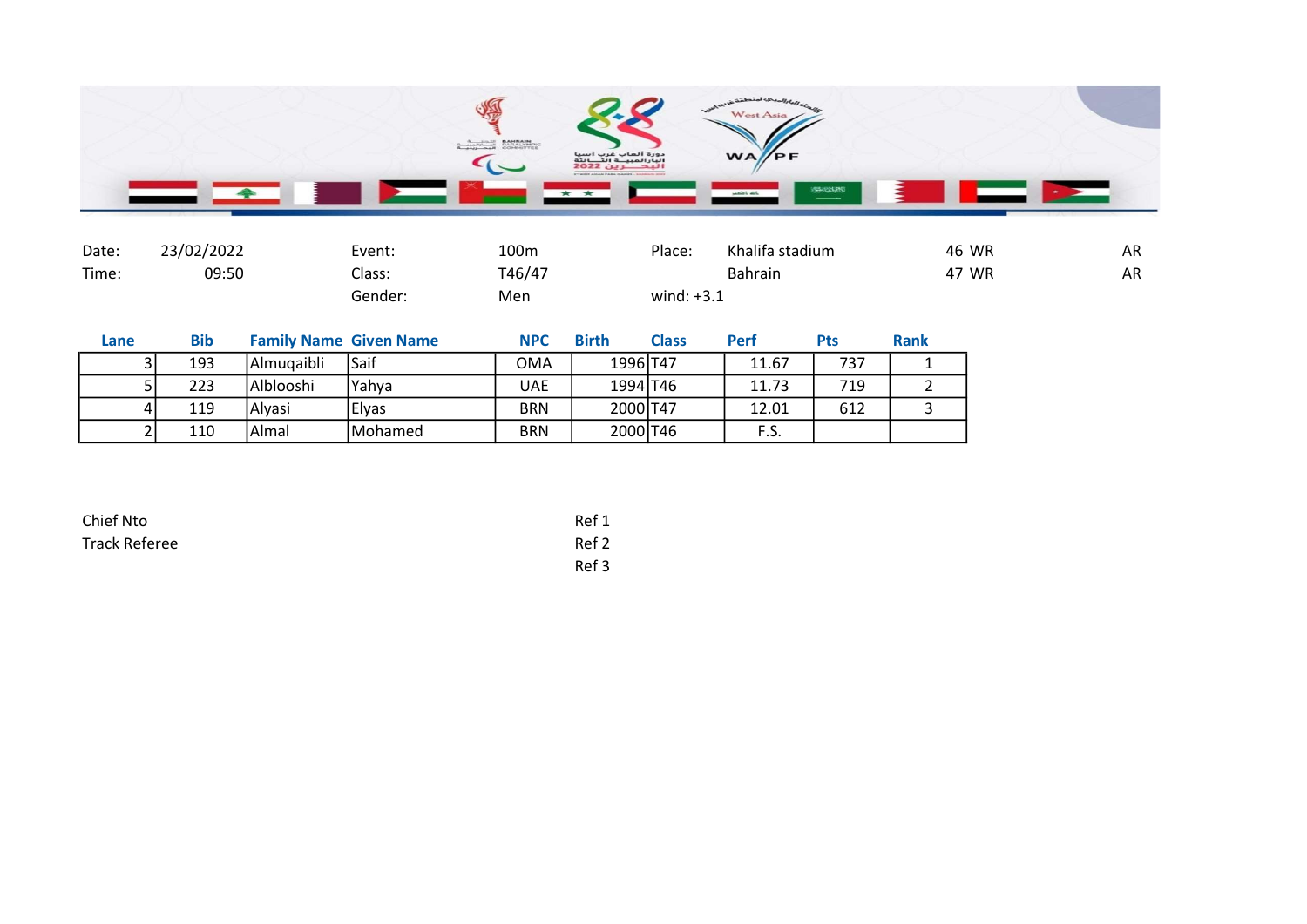| Date: | 23/02/2022 | Event: | 100m | Place: | Khalifa stadium | 46 WR | AR |
|---|---|---|---|---|---|---|---|
| Time: | 09:50 | Class: | T46/47 | | Bahrain | 47 WR | AR |
| | | Gender: | Men | wind: +3.1 | | | |

| Lane | Bib | Family Name | Given Name | NPC | Birth | Class | Perf | Pts | Rank |
|---|---|---|---|---|---|---|---|---|---|
| 3 | 193 | Almuqaibli | Saif | OMA | 1996 | T47 | 11.67 | 737 | 1 |
| 5 | 223 | Alblooshi | Yahya | UAE | 1994 | T46 | 11.73 | 719 | 2 |
| 4 | 119 | Alyasi | Elyas | BRN | 2000 | T47 | 12.01 | 612 | 3 |
| 2 | 110 | Almal | Mohamed | BRN | 2000 | T46 | F.S. | | |

Chief Nto
Track Referee

Ref 1
Ref 2
Ref 3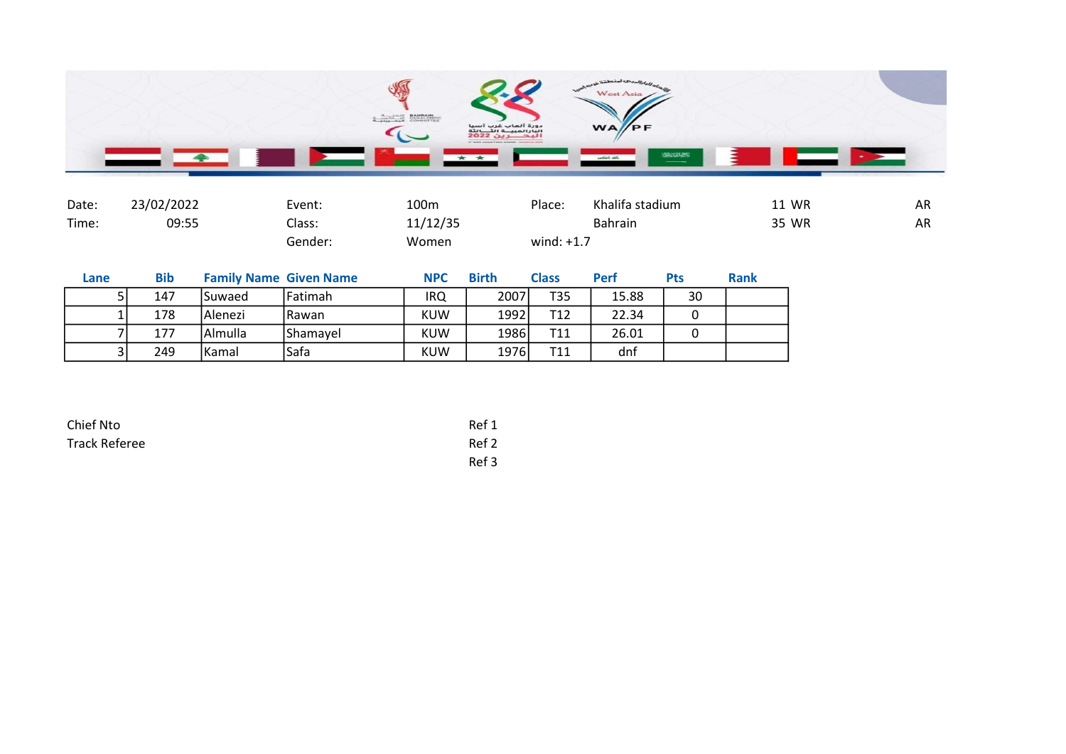| Date: | 23/02/2022 | Event: | 100m | Place: | Khalifa stadium | 11 WR | AR |
|---|---|---|---|---|---|---|---|
| Time: | 09:55 | Class: | 11/12/35 | | Bahrain | 35 WR | AR |
| | | Gender: | Women | wind: +1.7 | | | |

| Lane | Bib | Family Name | Given Name | NPC | Birth | Class | Perf | Pts | Rank |
|---|---|---|---|---|---|---|---|---|---|
| 5 | 147 | Suwaed | Fatimah | IRQ | 2007 | T35 | 15.88 | 30 | |
| 1 | 178 | Alenezi | Rawan | KUW | 1992 | T12 | 22.34 | 0 | |
| 7 | 177 | Almulla | Shamayel | KUW | 1986 | T11 | 26.01 | 0 | |
| 3 | 249 | Kamal | Safa | KUW | 1976 | T11 | dnf | | |

Chief Nto

Track Referee

Ref 1

Ref 2

Ref 3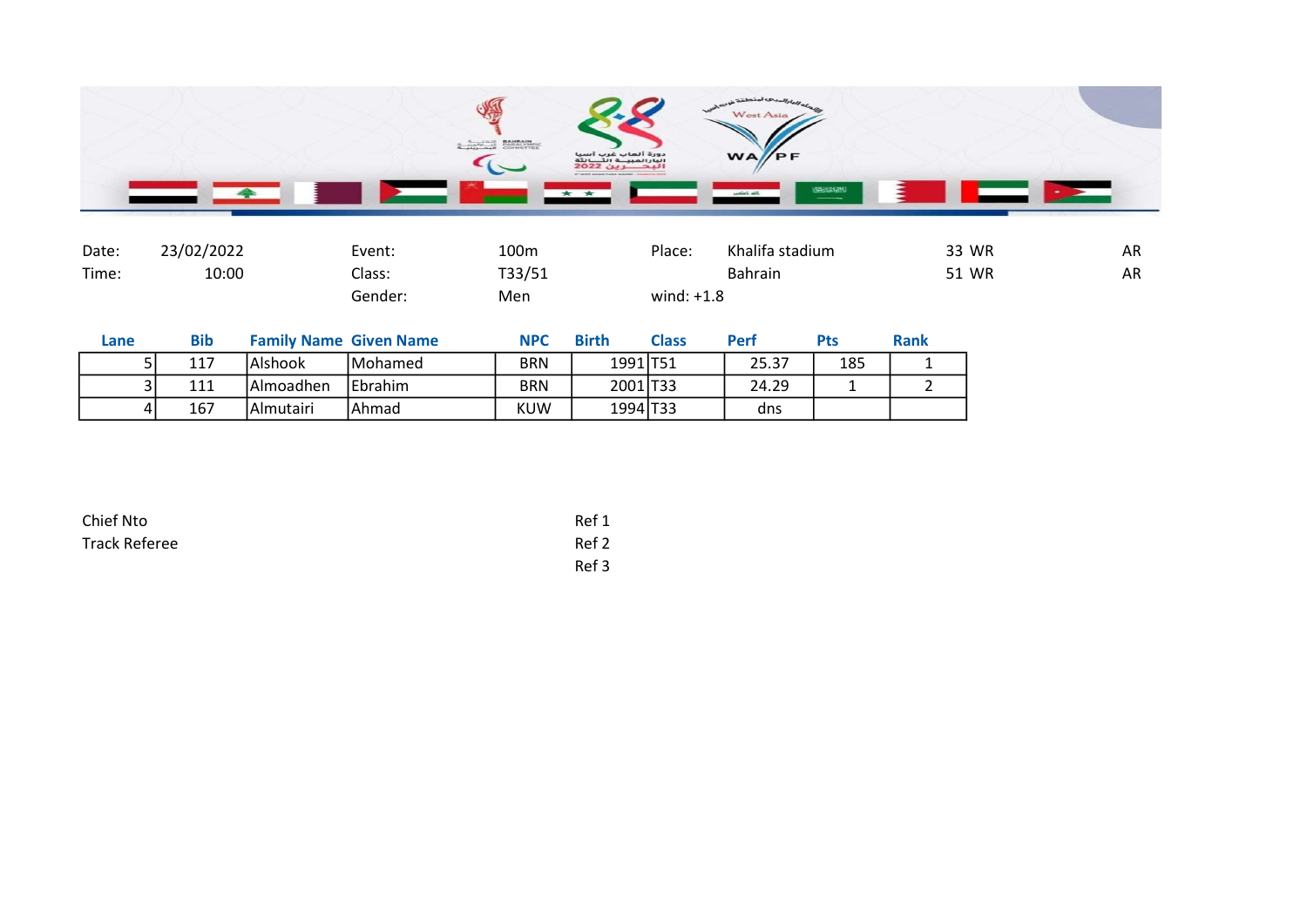| | | | | | | | |
|---|---|---|---|---|---|---|---|
| Date: | 23/02/2022 | Event: | 100m | Place: | Khalifa stadium | 33 WR | AR |
| Time: | 10:00 | Class: | T33/51 | | Bahrain | 51 WR | AR |
| | | Gender: | Men | wind: +1.8 | | | |

| Lane | Bib | Family Name | Given Name | NPC | Birth | Class | Perf | Pts | Rank |
|---|---|---|---|---|---|---|---|---|---|
| 5 | 117 | Alshook | Mohamed | BRN | 1991 | T51 | 25.37 | 185 | 1 |
| 3 | 111 | Almoadhen | Ebrahim | BRN | 2001 | T33 | 24.29 | 1 | 2 |
| 4 | 167 | Almutairi | Ahmad | KUW | 1994 | T33 | dns | | |

Chief Nto

Track Referee

Ref 1

Ref 2

Ref 3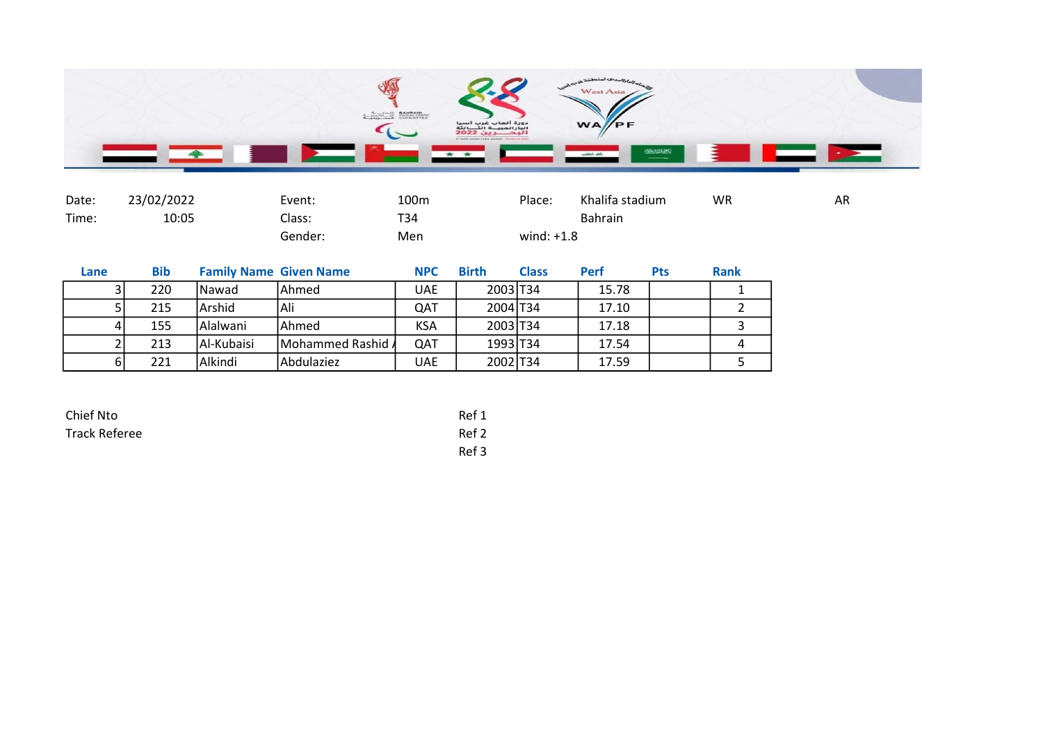| Date: | 23/02/2022 | Event: | 100m | Place: | Khalifa stadium | WR | AR |
|---|---|---|---|---|---|---|---|
| Time: | 10:05 | Class: | T34 | | Bahrain | | |
| | | Gender: | Men | wind: +1.8 | | | |

| Lane | Bib | Family Name | Given Name | NPC | Birth | Class | Perf | Pts | Rank |
|---|---|---|---|---|---|---|---|---|---|
| 3 | 220 | Nawad | Ahmed | UAE | 2003 | T34 | 15.78 | | 1 |
| 5 | 215 | Arshid | Ali | QAT | 2004 | T34 | 17.10 | | 2 |
| 4 | 155 | Alalwani | Ahmed | KSA | 2003 | T34 | 17.18 | | 3 |
| 2 | 213 | Al-Kubaisi | Mohammed Rashid A | QAT | 1993 | T34 | 17.54 | | 4 |
| 6 | 221 | Alkindi | Abdulaziez | UAE | 2002 | T34 | 17.59 | | 5 |

Chief Nto

Track Referee

Ref 1

Ref 2

Ref 3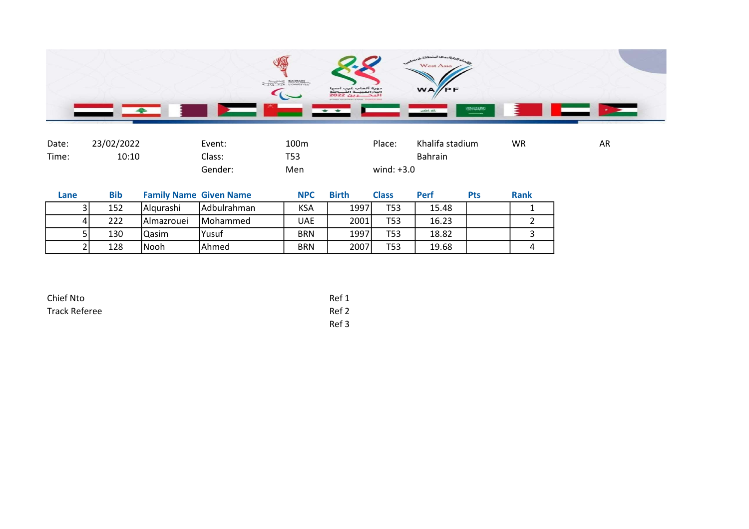| Date: | 23/02/2022 | Event: | 100m | Place: | Khalifa stadium | WR | AR |
|---|---|---|---|---|---|---|---|
| Time: | 10:10 | Class: | T53 | | Bahrain | | |
| | | Gender: | Men | wind: +3.0 | | | |

| Lane | Bib | Family Name | Given Name | NPC | Birth | Class | Perf | Pts | Rank |
|---|---|---|---|---|---|---|---|---|---|
| 3 | 152 | Alqurashi | Adbulrahman | KSA | 1997 | T53 | 15.48 | | 1 |
| 4 | 222 | Almazrouei | Mohammed | UAE | 2001 | T53 | 16.23 | | 2 |
| 5 | 130 | Qasim | Yusuf | BRN | 1997 | T53 | 18.82 | | 3 |
| 2 | 128 | Nooh | Ahmed | BRN | 2007 | T53 | 19.68 | | 4 |

Chief Nto

Track Referee

Ref 1

Ref 2

Ref 3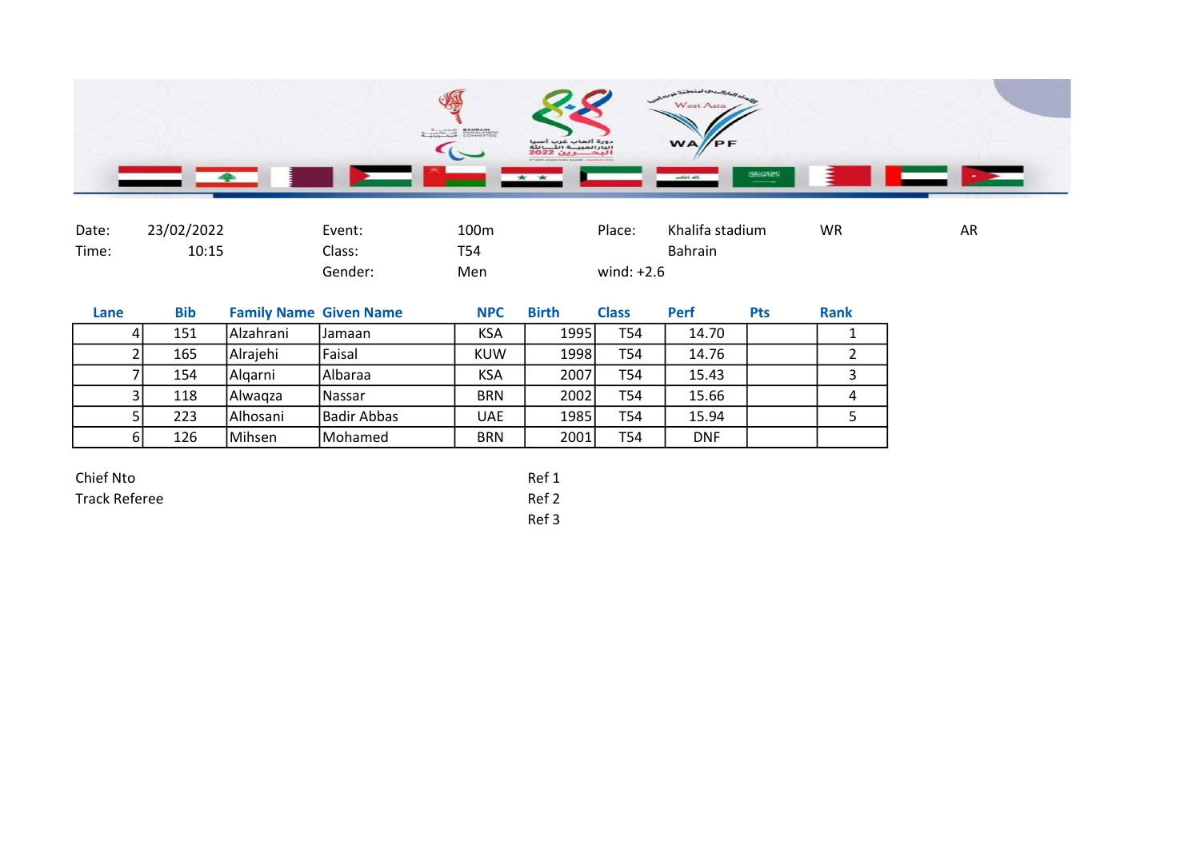| Date: | 23/02/2022 | Event: | 100m | Place: | Khalifa stadium | WR | AR |
|---|---|---|---|---|---|---|---|
| Time: | 10:15 | Class: | T54 | | Bahrain | | |
| | | Gender: | Men | wind: +2.6 | | | |

| Lane | Bib | Family Name | Given Name | NPC | Birth | Class | Perf | Pts | Rank |
|---|---|---|---|---|---|---|---|---|---|
| 4 | 151 | Alzahrani | Jamaan | KSA | 1995 | T54 | 14.70 | | 1 |
| 2 | 165 | Alrajehi | Faisal | KUW | 1998 | T54 | 14.76 | | 2 |
| 7 | 154 | Alqarni | Albaraa | KSA | 2007 | T54 | 15.43 | | 3 |
| 3 | 118 | Alwaqza | Nassar | BRN | 2002 | T54 | 15.66 | | 4 |
| 5 | 223 | Alhosani | Badir Abbas | UAE | 1985 | T54 | 15.94 | | 5 |
| 6 | 126 | Mihsen | Mohamed | BRN | 2001 | T54 | DNF | | |

Chief Nto

Track Referee

Ref 1

Ref 2

Ref 3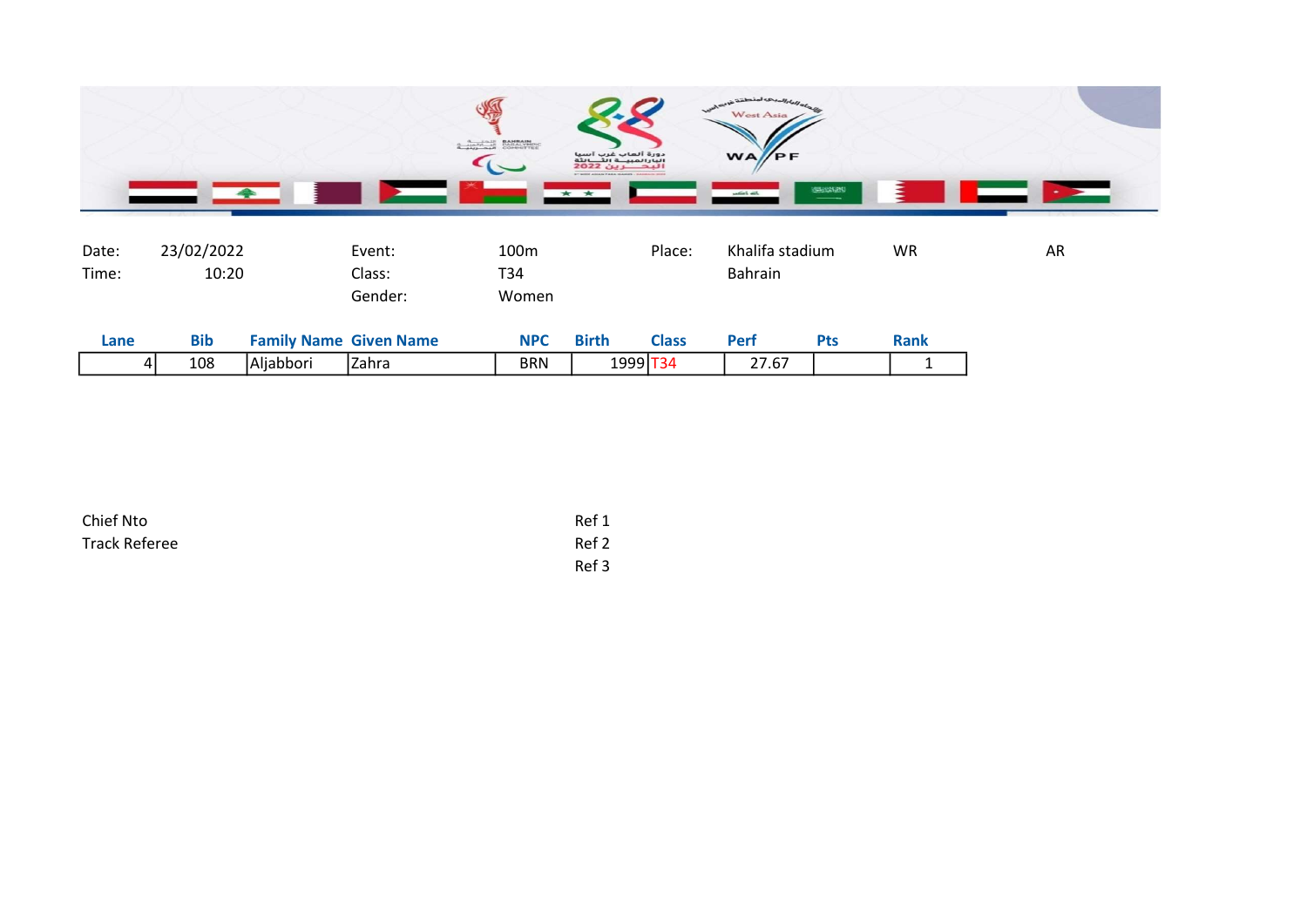| | | | | | | | |
|---|---|---|---|---|---|---|---|
| Date: | 23/02/2022 | Event: | 100m | Place: | Khalifa stadium | WR | AR |
| Time: | 10:20 | Class: | T34 | | Bahrain | | |
| | | Gender: | Women | | | | |

| Lane | Bib | Family Name | Given Name | NPC | Birth | Class | Perf | Pts | Rank |
|---|---|---|---|---|---|---|---|---|---|
| 4 | 108 | Aljabbori | Zahra | BRN | 1999 | T34 | 27.67 | | 1 |

Chief Nto

Track Referee

Ref 1

Ref 2

Ref 3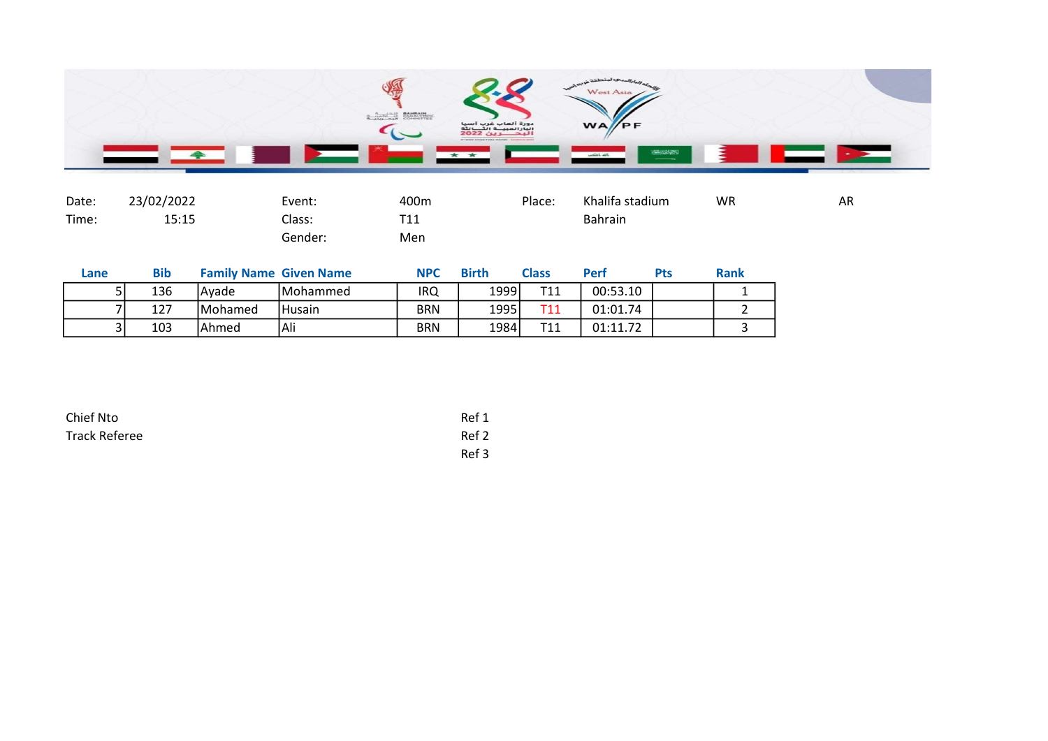| Date: | 23/02/2022 | Event: | 400m | Place: | Khalifa stadium | WR | AR |
|---|---|---|---|---|---|---|---|
| Time: | 15:15 | Class: | T11 | | Bahrain | | |
| | | Gender: | Men | | | | |

| Lane | Bib | Family Name | Given Name | NPC | Birth | Class | Perf | Pts | Rank |
|---|---|---|---|---|---|---|---|---|---|
| 5 | 136 | Ayade | Mohammed | IRQ | 1999 | T11 | 00:53.10 | | 1 |
| 7 | 127 | Mohamed | Husain | BRN | 1995 | T11 | 01:01.74 | | 2 |
| 3 | 103 | Ahmed | Ali | BRN | 1984 | T11 | 01:11.72 | | 3 |

Chief Nto

Track Referee

Ref 1

Ref 2

Ref 3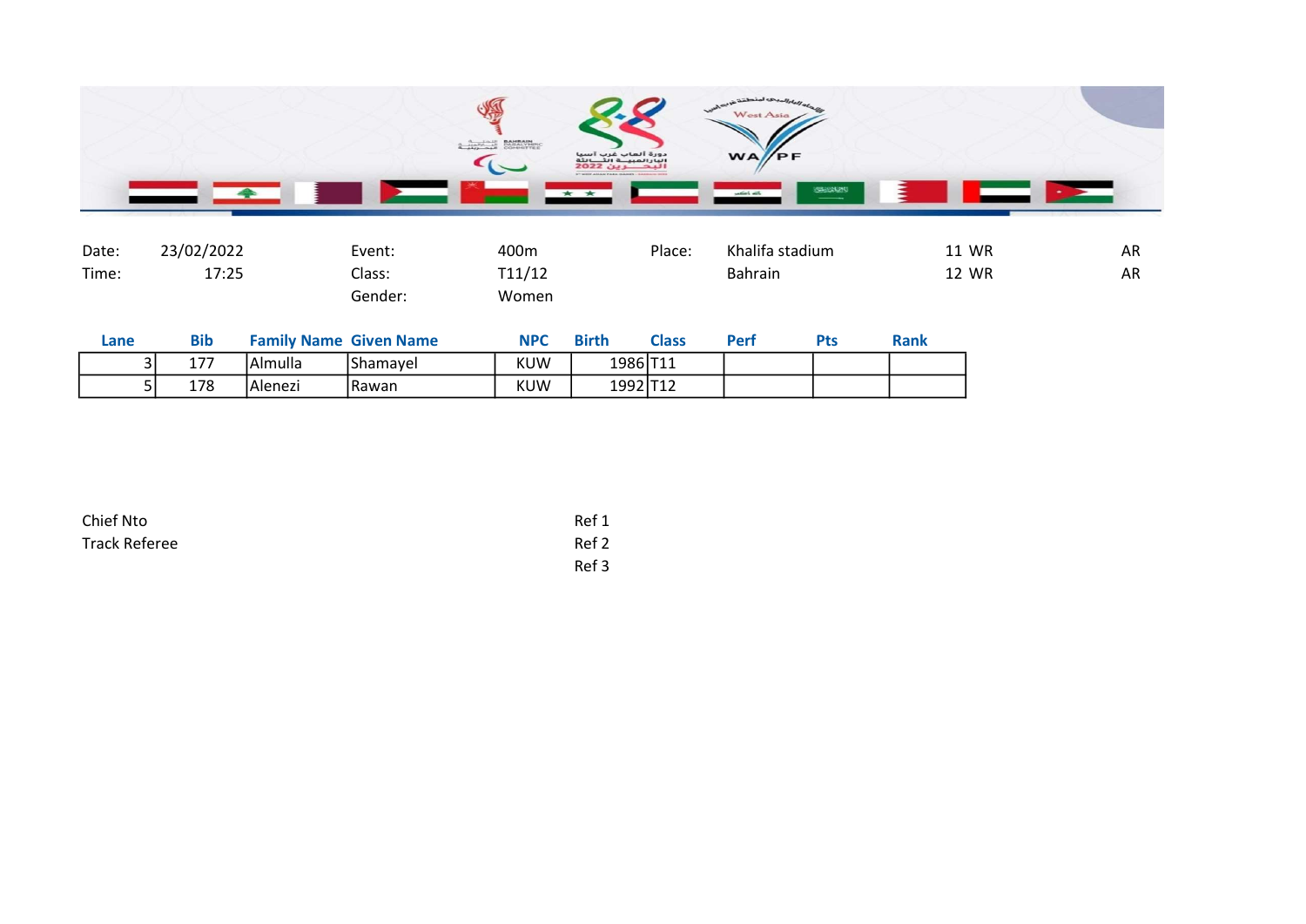| | | | | | | | |
|---|---|---|---|---|---|---|---|
| Date: | 23/02/2022 | Event: | 400m | Place: | Khalifa stadium | 11 WR | AR |
| Time: | 17:25 | Class: | T11/12 | | Bahrain | 12 WR | AR |
| | | Gender: | Women | | | | |

| Lane | Bib | Family Name | Given Name | NPC | Birth | Class | Perf | Pts | Rank |
|---|---|---|---|---|---|---|---|---|---|
| 3 | 177 | Almulla | Shamayel | KUW | 1986 | T11 | | | |
| 5 | 178 | Alenezi | Rawan | KUW | 1992 | T12 | | | |

Chief Nto

Track Referee

Ref 1

Ref 2

Ref 3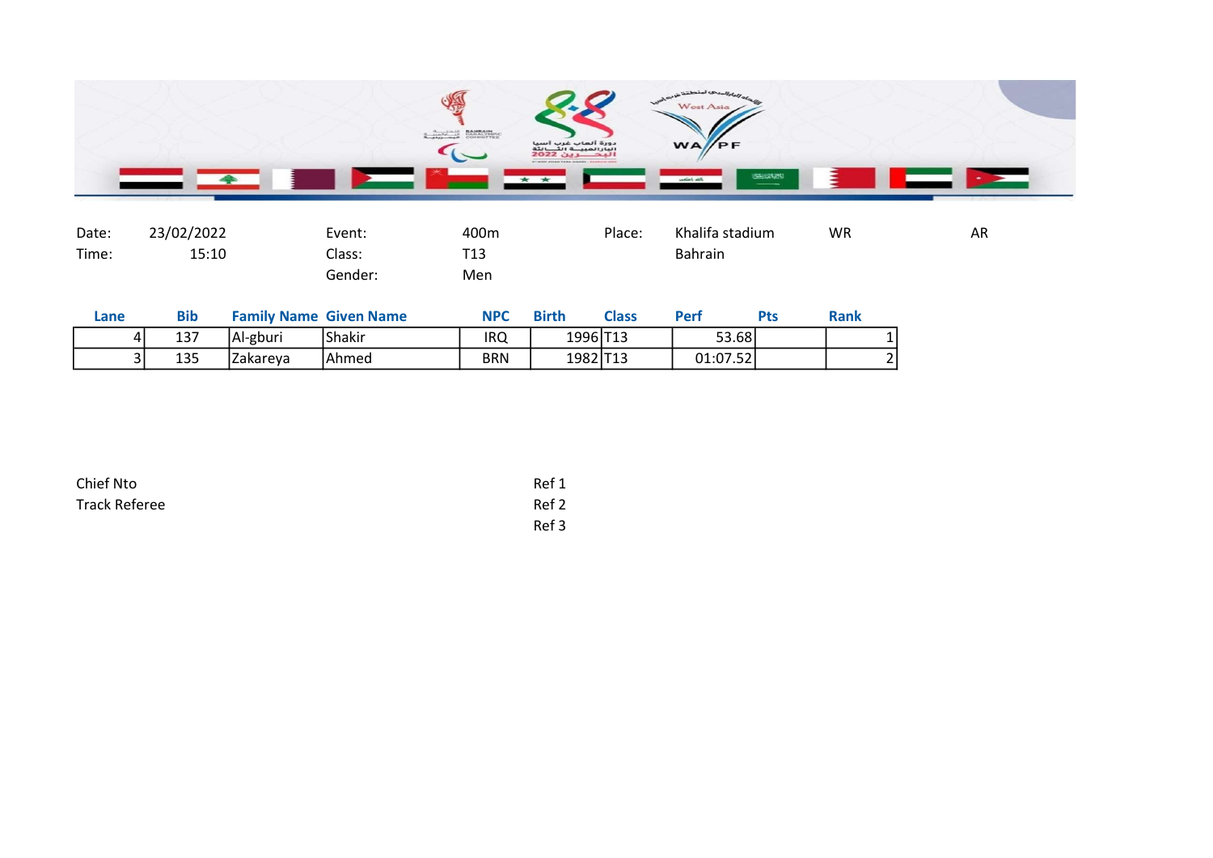| Date: | 23/02/2022 | Event: | 400m | Place: | Khalifa stadium | WR | AR |
|---|---|---|---|---|---|---|---|
| Time: | 15:10 | Class: | T13 | | Bahrain | | |
| | | Gender: | Men | | | | |

| Lane | Bib | Family Name | Given Name | NPC | Birth | Class | Perf | Pts | Rank |
|---|---|---|---|---|---|---|---|---|---|
| 4 | 137 | Al-gburi | Shakir | IRQ | 1996 | T13 | 53.68 | | 1 |
| 3 | 135 | Zakareya | Ahmed | BRN | 1982 | T13 | 01:07.52 | | 2 |

Chief Nto

Track Referee

Ref 1

Ref 2

Ref 3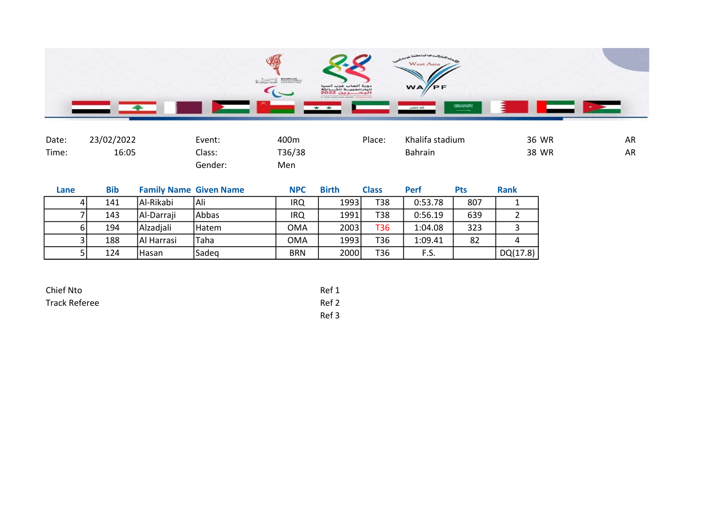| Date: | 23/02/2022 | Event: | 400m | Place: | Khalifa stadium | 36 WR | AR |
|---|---|---|---|---|---|---|---|
| Time: | 16:05 | Class: | T36/38 | | Bahrain | 38 WR | AR |
| | | Gender: | Men | | | | |

| Lane | Bib | Family Name | Given Name | NPC | Birth | Class | Perf | Pts | Rank |
|---|---|---|---|---|---|---|---|---|---|
| 4 | 141 | Al-Rikabi | Ali | IRQ | 1993 | T38 | 0:53.78 | 807 | 1 |
| 7 | 143 | Al-Darraji | Abbas | IRQ | 1991 | T38 | 0:56.19 | 639 | 2 |
| 6 | 194 | Alzadjali | Hatem | OMA | 2003 | T36 | 1:04.08 | 323 | 3 |
| 3 | 188 | Al Harrasi | Taha | OMA | 1993 | T36 | 1:09.41 | 82 | 4 |
| 5 | 124 | Hasan | Sadeq | BRN | 2000 | T36 | F.S. | | DQ(17.8) |

Chief Nto

Track Referee

Ref 1

Ref 2

Ref 3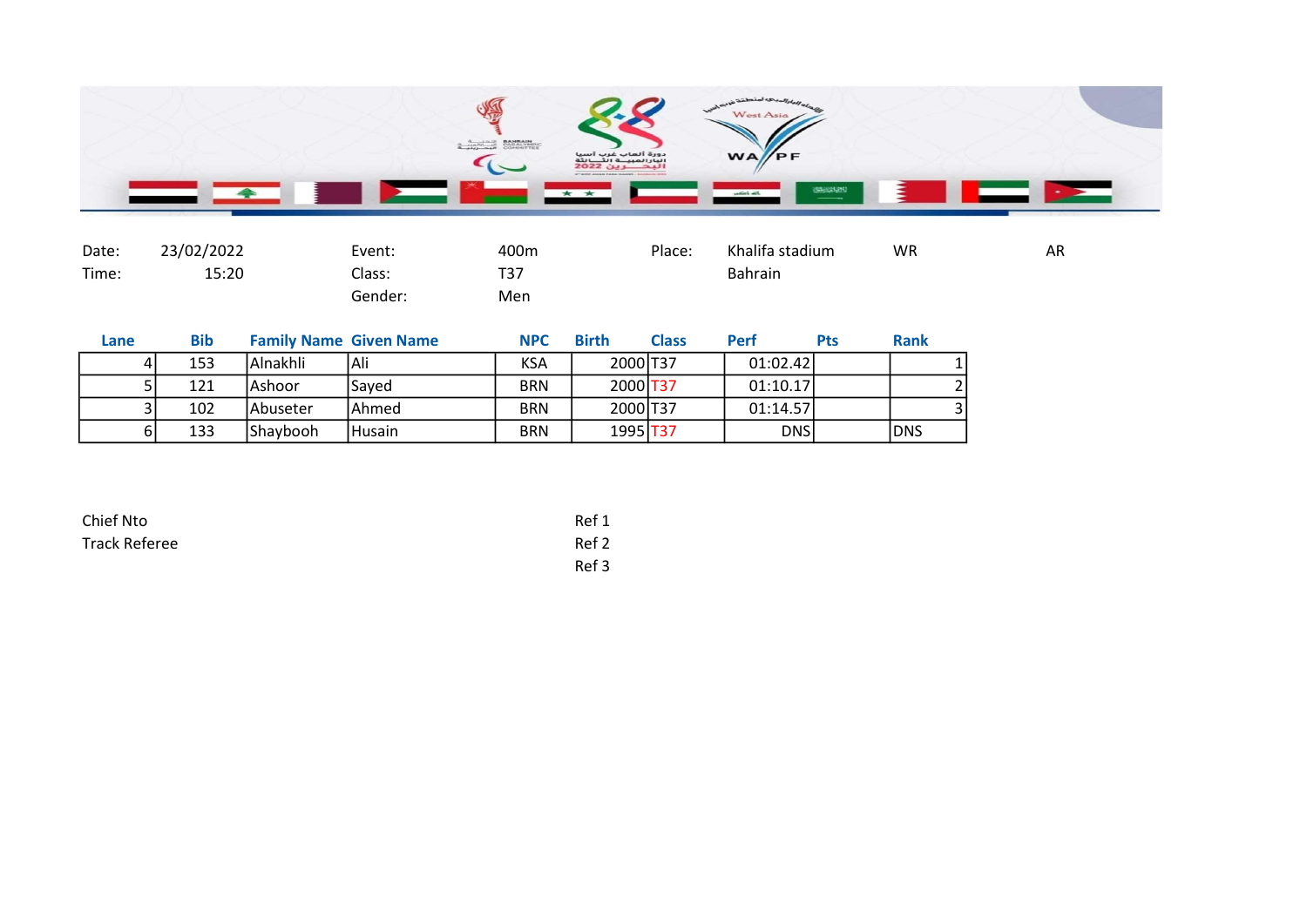| Date: | 23/02/2022 | Event: | 400m | Place: | Khalifa stadium | WR | AR |
|---|---|---|---|---|---|---|---|
| Time: | 15:20 | Class: | T37 | | Bahrain | | |
| | | Gender: | Men | | | | |

| Lane | Bib | Family Name | Given Name | NPC | Birth | Class | Perf | Pts | Rank |
|---|---|---|---|---|---|---|---|---|---|
| 4 | 153 | Alnakhli | Ali | KSA | 2000 | T37 | 01:02.42 | | 1 |
| 5 | 121 | Ashoor | Sayed | BRN | 2000 | T37 | 01:10.17 | | 2 |
| 3 | 102 | Abuseter | Ahmed | BRN | 2000 | T37 | 01:14.57 | | 3 |
| 6 | 133 | Shaybooh | Husain | BRN | 1995 | T37 | DNS | | DNS |

Chief Nto
Track Referee

Ref 1
Ref 2
Ref 3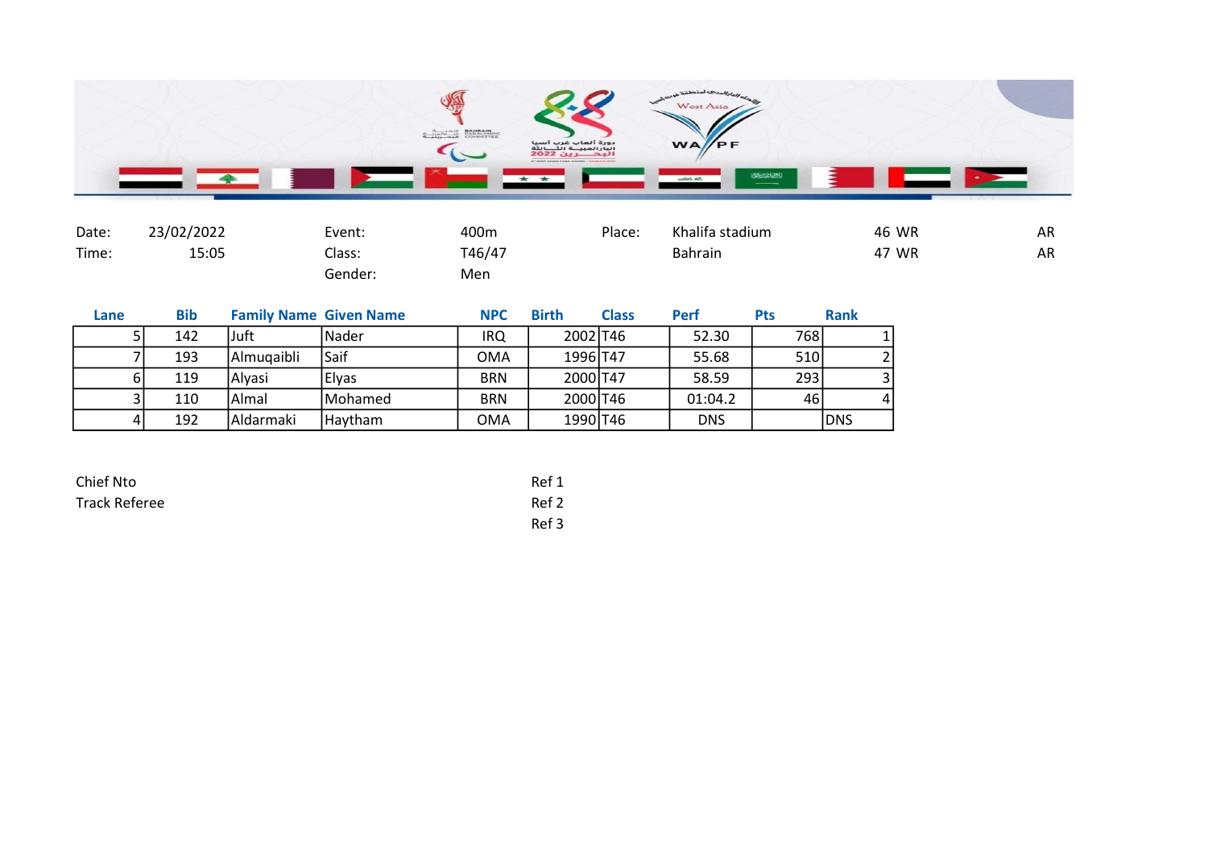| Date: | 23/02/2022 | Event: | 400m | Place: | Khalifa stadium | 46 WR | AR |
|---|---|---|---|---|---|---|---|
| Time: | 15:05 | Class: | T46/47 | | Bahrain | 47 WR | AR |
| | | Gender: | Men | | | | |

| Lane | Bib | Family Name | Given Name | NPC | Birth | Class | Perf | Pts | Rank |
|---|---|---|---|---|---|---|---|---|---|
| 5 | 142 | Juft | Nader | IRQ | 2002 | T46 | 52.30 | 768 | 1 |
| 7 | 193 | Almuqaibli | Saif | OMA | 1996 | T47 | 55.68 | 510 | 2 |
| 6 | 119 | Alyasi | Elyas | BRN | 2000 | T47 | 58.59 | 293 | 3 |
| 3 | 110 | Almal | Mohamed | BRN | 2000 | T46 | 01:04.2 | 46 | 4 |
| 4 | 192 | Aldarmaki | Haytham | OMA | 1990 | T46 | DNS | | DNS |

Chief Nto

Track Referee

Ref 1

Ref 2

Ref 3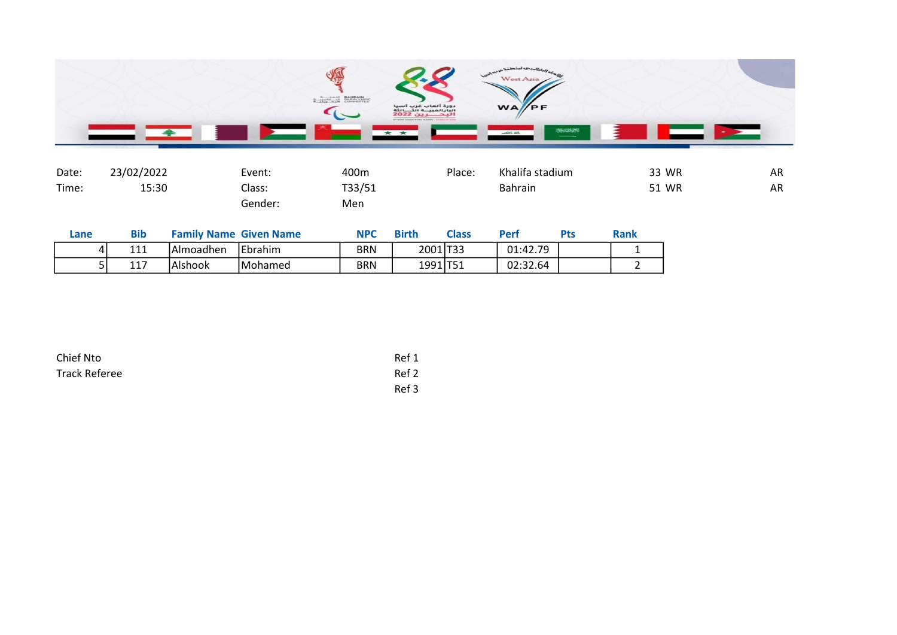| Date: | 23/02/2022 | Event: | 400m | Place: | Khalifa stadium | 33 WR | AR |
|---|---|---|---|---|---|---|---|
| Time: | 15:30 | Class: | T33/51 | | Bahrain | 51 WR | AR |
| | | Gender: | Men | | | | |

| Lane | Bib | Family Name | Given Name | NPC | Birth | Class | Perf | Pts | Rank |
|---|---|---|---|---|---|---|---|---|---|
| 4 | 111 | Almoadhen | Ebrahim | BRN | 2001 | T33 | 01:42.79 | | 1 |
| 5 | 117 | Alshook | Mohamed | BRN | 1991 | T51 | 02:32.64 | | 2 |

Chief Nto

Track Referee

Ref 1

Ref 2

Ref 3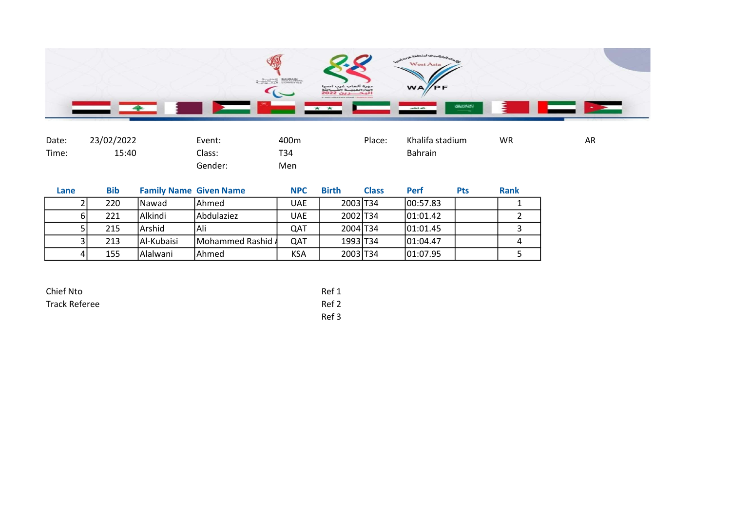| Date: | 23/02/2022 | Event: | 400m | Place: | Khalifa stadium | WR | AR |
|---|---|---|---|---|---|---|---|
| Time: | 15:40 | Class: | T34 | | Bahrain | | |
| | | Gender: | Men | | | | |

| Lane | Bib | Family Name | Given Name | NPC | Birth | Class | Perf | Pts | Rank |
|---|---|---|---|---|---|---|---|---|---|
| 2 | 220 | Nawad | Ahmed | UAE | 2003 | T34 | 00:57.83 | | 1 |
| 6 | 221 | Alkindi | Abdulaziez | UAE | 2002 | T34 | 01:01.42 | | 2 |
| 5 | 215 | Arshid | Ali | QAT | 2004 | T34 | 01:01.45 | | 3 |
| 3 | 213 | Al-Kubaisi | Mohammed Rashid A | QAT | 1993 | T34 | 01:04.47 | | 4 |
| 4 | 155 | Alalwani | Ahmed | KSA | 2003 | T34 | 01:07.95 | | 5 |

Chief Nto

Track Referee

Ref 1

Ref 2

Ref 3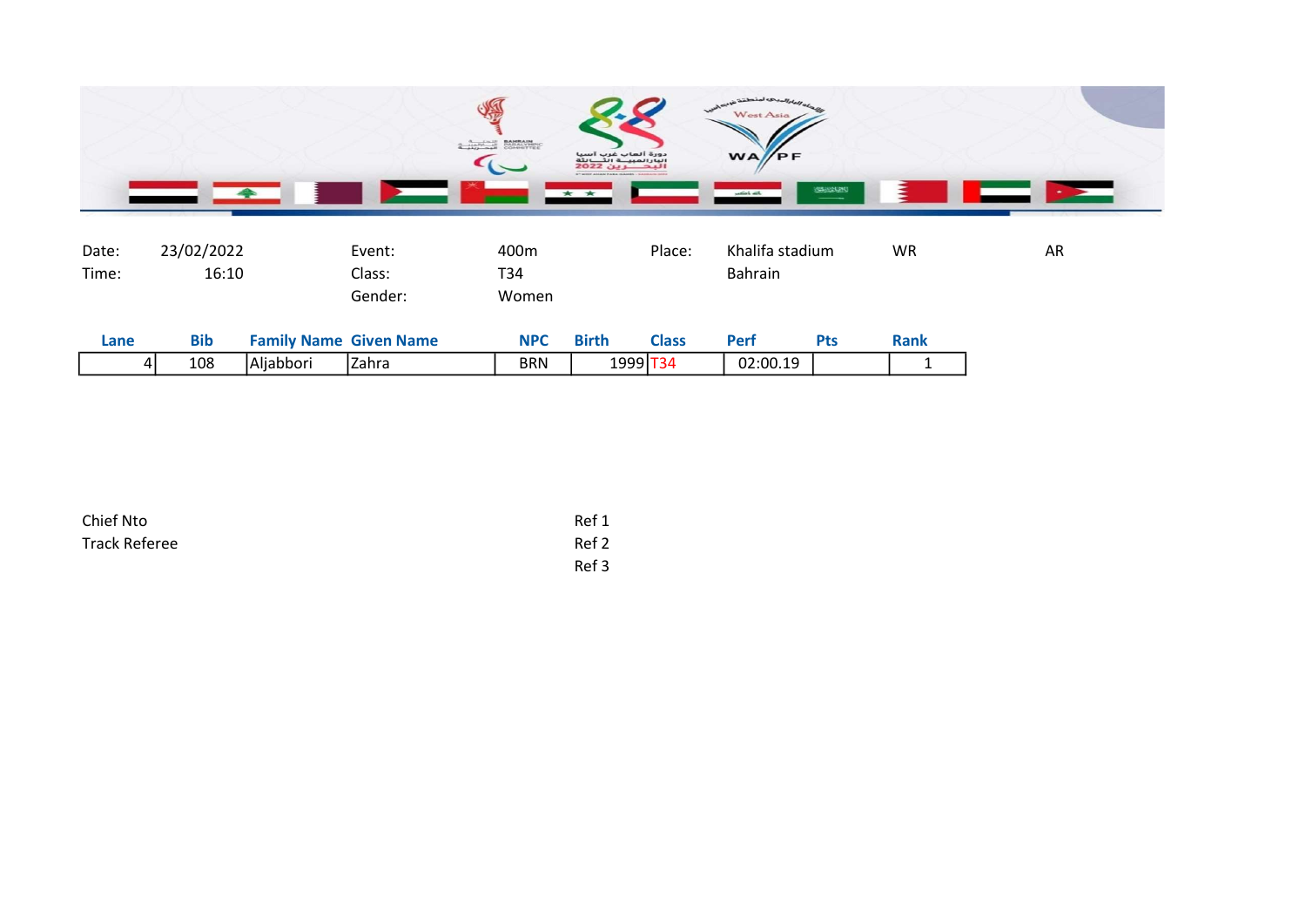| Date: | 23/02/2022 | Event: | 400m | Place: | Khalifa stadium | WR | AR |
|---|---|---|---|---|---|---|---|
| Time: | 16:10 | Class: | T34 | | Bahrain | | |
| | | Gender: | Women | | | | |

| Lane | Bib | Family Name | Given Name | NPC | Birth | Class | Perf | Pts | Rank |
|---|---|---|---|---|---|---|---|---|---|
| 4 | 108 | Aljabbori | Zahra | BRN | 1999 | T34 | 02:00.19 | | 1 |

Chief Nto

Track Referee

Ref 1

Ref 2

Ref 3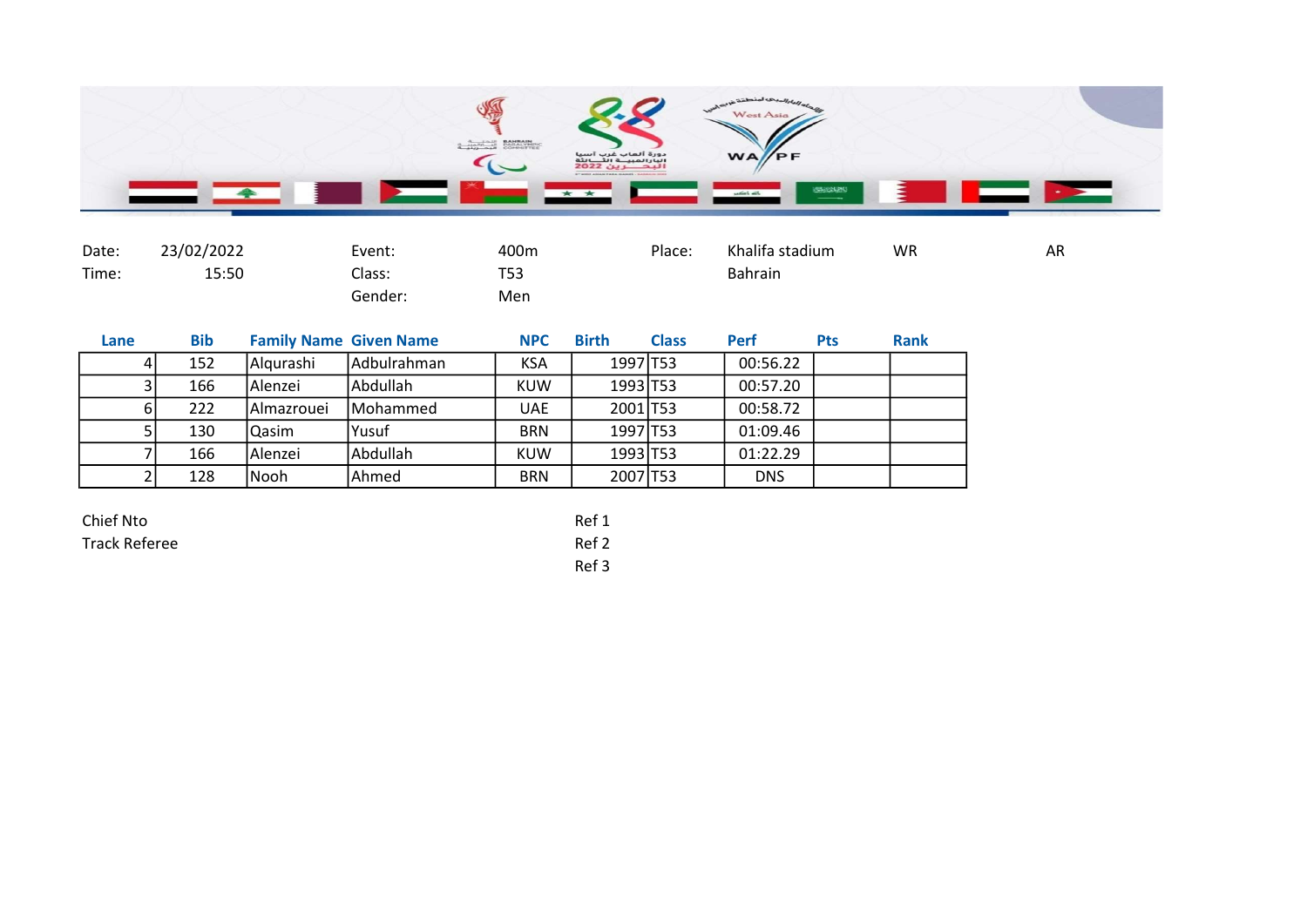| Date: | 23/02/2022 | Event: | 400m | Place: | Khalifa stadium | WR | AR |
|---|---|---|---|---|---|---|---|
| Time: | 15:50 | Class: | T53 | | Bahrain | | |
| | | Gender: | Men | | | | |

| Lane | Bib | Family Name | Given Name | NPC | Birth | Class | Perf | Pts | Rank |
|---|---|---|---|---|---|---|---|---|---|
| 4 | 152 | Alqurashi | Adbulrahman | KSA | 1997 | T53 | 00:56.22 | | |
| 3 | 166 | Alenzei | Abdullah | KUW | 1993 | T53 | 00:57.20 | | |
| 6 | 222 | Almazrouei | Mohammed | UAE | 2001 | T53 | 00:58.72 | | |
| 5 | 130 | Qasim | Yusuf | BRN | 1997 | T53 | 01:09.46 | | |
| 7 | 166 | Alenzei | Abdullah | KUW | 1993 | T53 | 01:22.29 | | |
| 2 | 128 | Nooh | Ahmed | BRN | 2007 | T53 | DNS | | |

Chief Nto

Track Referee

Ref 1

Ref 2

Ref 3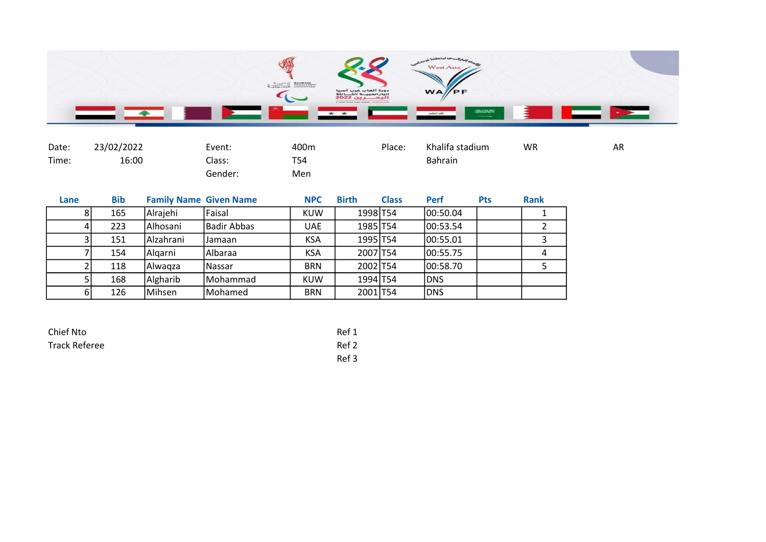| Date: | 23/02/2022 | Event: | 400m | Place: | Khalifa stadium | WR | AR |
|---|---|---|---|---|---|---|---|
| Time: | 16:00 | Class: | T54 | | Bahrain | | |
| | | Gender: | Men | | | | |

| Lane | Bib | Family Name | Given Name | NPC | Birth | Class | Perf | Pts | Rank |
|---|---|---|---|---|---|---|---|---|---|
| 8 | 165 | Alrajehi | Faisal | KUW | 1998 | T54 | 00:50.04 | | 1 |
| 4 | 223 | Alhosani | Badir Abbas | UAE | 1985 | T54 | 00:53.54 | | 2 |
| 3 | 151 | Alzahrani | Jamaan | KSA | 1995 | T54 | 00:55.01 | | 3 |
| 7 | 154 | Alqarni | Albaraa | KSA | 2007 | T54 | 00:55.75 | | 4 |
| 2 | 118 | Alwaqza | Nassar | BRN | 2002 | T54 | 00:58.70 | | 5 |
| 5 | 168 | Algharib | Mohammad | KUW | 1994 | T54 | DNS | | |
| 6 | 126 | Mihsen | Mohamed | BRN | 2001 | T54 | DNS | | |

Chief Nto

Track Referee

Ref 1

Ref 2

Ref 3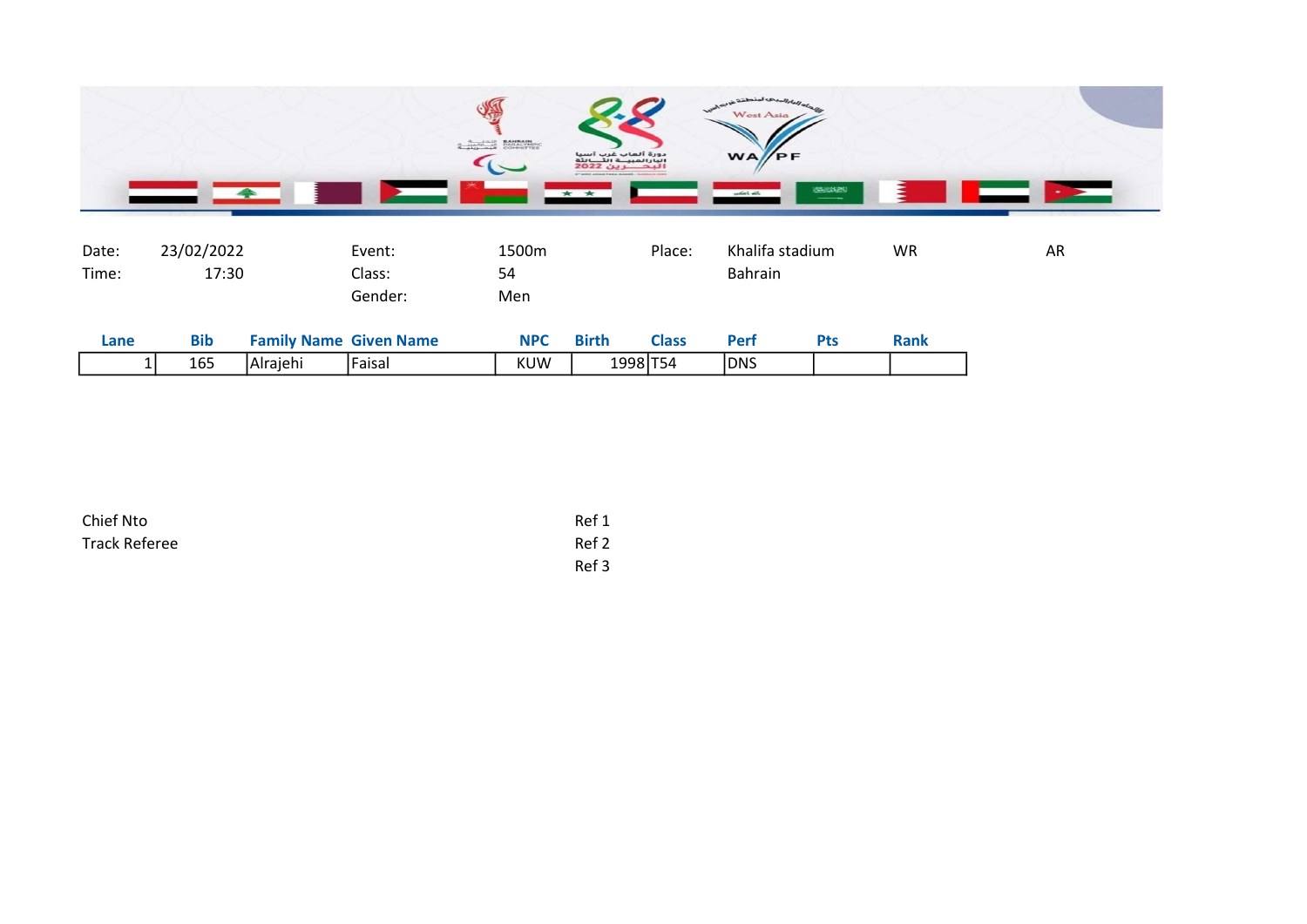| Date: | 23/02/2022 | Event: | 1500m | Place: | Khalifa stadium | WR | AR |
|---|---|---|---|---|---|---|---|
| Time: | 17:30 | Class: | 54 | | Bahrain | | |
| | | Gender: | Men | | | | |

| Lane | Bib | Family Name | Given Name | NPC | Birth | Class | Perf | Pts | Rank |
|---|---|---|---|---|---|---|---|---|---|
| 1 | 165 | Alrajehi | Faisal | KUW | 1998 | T54 | DNS | | |

Chief Nto

Track Referee

Ref 1

Ref 2

Ref 3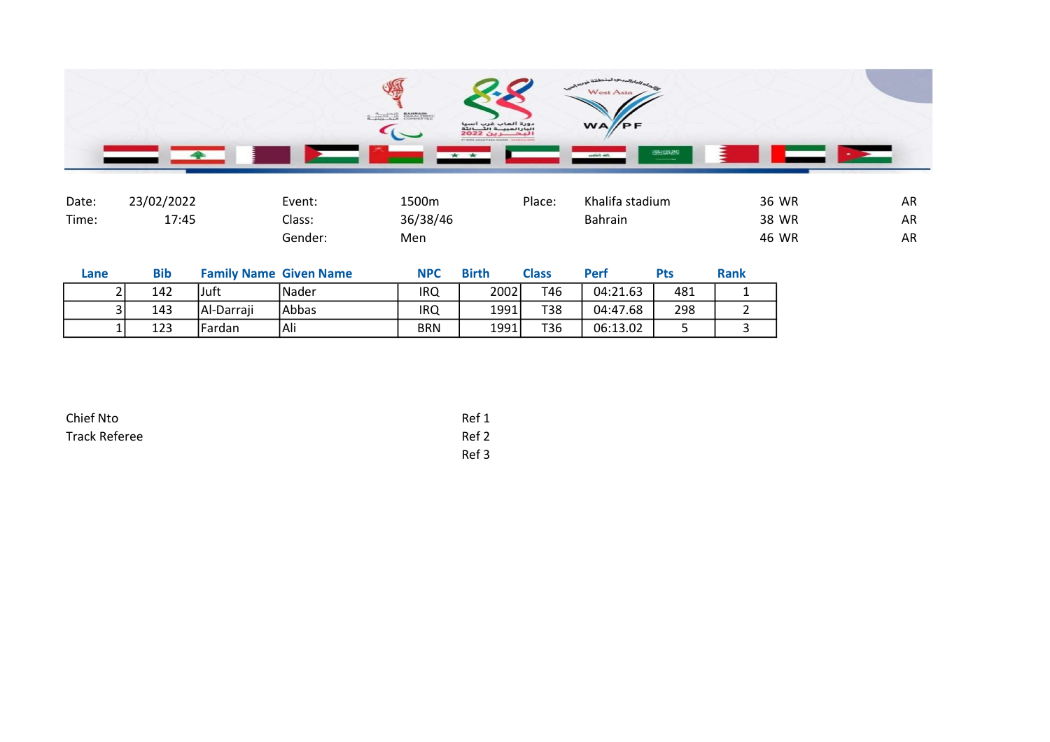| | | | | | | | |
|---|---|---|---|---|---|---|---|
| Date: | 23/02/2022 | Event: | 1500m | Place: | Khalifa stadium | 36 WR | AR |
| Time: | 17:45 | Class: | 36/38/46 | | Bahrain | 38 WR | AR |
| | | Gender: | Men | | | 46 WR | AR |

| Lane | Bib | Family Name | Given Name | NPC | Birth | Class | Perf | Pts | Rank |
|---|---|---|---|---|---|---|---|---|---|
| 2 | 142 | Juft | Nader | IRQ | 2002 | T46 | 04:21.63 | 481 | 1 |
| 3 | 143 | Al-Darraji | Abbas | IRQ | 1991 | T38 | 04:47.68 | 298 | 2 |
| 1 | 123 | Fardan | Ali | BRN | 1991 | T36 | 06:13.02 | 5 | 3 |

Chief Nto

Track Referee

Ref 1

Ref 2

Ref 3